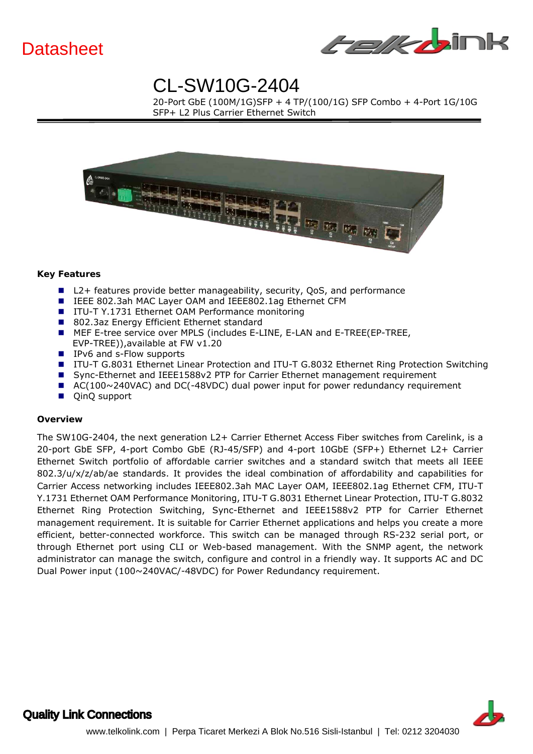Datasheet

# CL-SW10G-2404

20-Port GbE (100M/1G)SFP + 4 TP/(100/1G) SFP Combo + 4-Port 1G/10G SFP+ L2 Plus Carrier Ethernet Switch

### Key Features

- L2+ features provide better manageability, security, QoS, and performance
- IEEE 802.3ah MAC Layer OAM and IEEE802.1ag Ethernet CFM
- ITU-T Y.1731 Ethernet OAM Performance monitoring
- 802.3az Energy Efficient Ethernet standard
- MEF E-tree service over MPLS (includes E-LINE, E-LAN and E-TREE(EP-TREE, EVP-TREE)),available at FW v1.20
- IPv6 and s-Flow supports
- ITU-T G.8031 Ethernet Linear Protection and ITU-T G.8032 Ethernet Ring Protection Switching
- Sync-Ethernet and IEEE1588v2 PTP for Carrier Ethernet management requirement
- AC(100~240VAC) and DC(-48VDC) dual power input for power redundancy requirement
- QinQ support

### Overview

The SW10G-2404, the next generation L2+ Carrier Ethernet Access Fiber switches from Carelink, is a 20-port GbE SFP, 4-port Combo GbE (RJ-45/SFP) and 4-port 10GbE (SFP+) Ethernet L2+ Carrier Ethernet Switch portfolio of affordable carrier switches and a standard switch that meets all IEEE 802.3/u/x/z/ab/ae standards. It provides the ideal combination of affordability and capabilities for Carrier Access networking includes IEEE802.3ah MAC Layer OAM, IEEE802.1ag Ethernet CFM, ITU-T Y.1731 Ethernet OAM Performance Monitoring, ITU-T G.8031 Ethernet Linear Protection, ITU-T G.8032 Ethernet Ring Protection Switching, Sync-Ethernet and IEEE1588v2 PTP for Carrier Ethernet management requirement. It is suitable for Carrier Ethernet applications and helps you create a more efficient, better-connected workforce. This switch can be managed through RS-232 serial port, or through Ethernet port using CLI or Web-based management. With the SNMP agent, the network administrator can manage the switch, configure and control in a friendly way. It supports AC and DC Dual Power input (100~240VAC/-48VDC) for Power Redundancy requirement.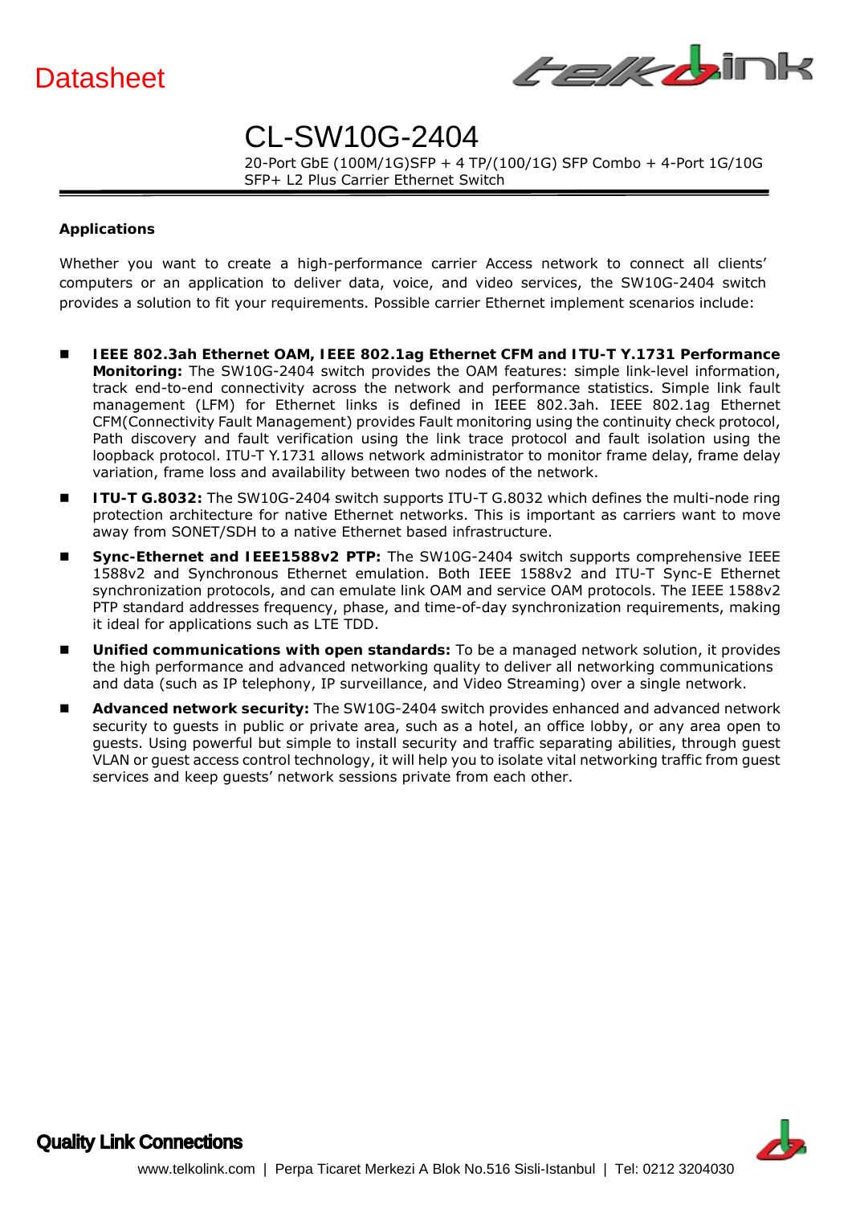# CL-SW10G-2404

20-Port GbE (100M/1G)SFP + 4 TP/(100/1G) SFP Combo + 4-Port 1G/10G SFP+ L2 Plus Carrier Ethernet Switch

## Applications

Whether you want to create a high-performance carrier Access network to connect all clients' computers or an application to deliver data, voice, and video services, the SW10G-2404 switch provides a solution to fit your requirements. Possible carrier Ethernet implement scenarios include:

- **IEEE 802.3ah Ethernet OAM, IEEE 802.1ag Ethernet CFM and ITU-T Y.1731 Performance Monitoring:** The SW10G-2404 switch provides the OAM features: simple link-level information, track end-to-end connectivity across the network and performance statistics. Simple link fault management (LFM) for Ethernet links is defined in IEEE 802.3ah. IEEE 802.1ag Ethernet CFM(Connectivity Fault Management) provides Fault monitoring using the continuity check protocol, Path discovery and fault verification using the link trace protocol and fault isolation using the loopback protocol. ITU-T Y.1731 allows network administrator to monitor frame delay, frame delay variation, frame loss and availability between two nodes of the network.
- **ITU-T G.8032:** The SW10G-2404 switch supports ITU-T G.8032 which defines the multi-node ring protection architecture for native Ethernet networks. This is important as carriers want to move away from SONET/SDH to a native Ethernet based infrastructure.
- **Sync-Ethernet and IEEE1588v2 PTP:** The SW10G-2404 switch supports comprehensive IEEE 1588v2 and Synchronous Ethernet emulation. Both IEEE 1588v2 and ITU-T Sync-E Ethernet synchronization protocols, and can emulate link OAM and service OAM protocols. The IEEE 1588v2 PTP standard addresses frequency, phase, and time-of-day synchronization requirements, making it ideal for applications such as LTE TDD.
- **Unified communications with open standards:** To be a managed network solution, it provides the high performance and advanced networking quality to deliver all networking communications and data (such as IP telephony, IP surveillance, and Video Streaming) over a single network.
- **Advanced network security:** The SW10G-2404 switch provides enhanced and advanced network security to guests in public or private area, such as a hotel, an office lobby, or any area open to guests. Using powerful but simple to install security and traffic separating abilities, through guest VLAN or guest access control technology, it will help you to isolate vital networking traffic from guest services and keep guests' network sessions private from each other.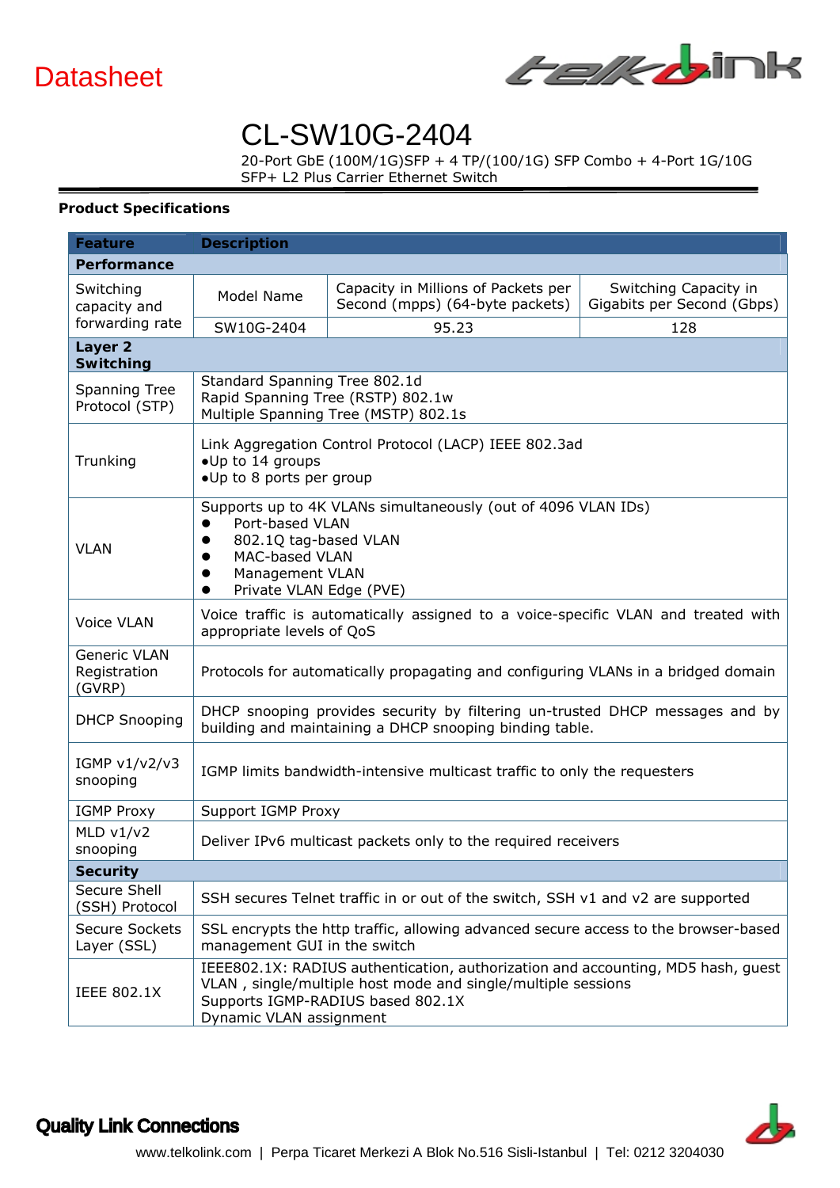Datasheet

# CL-SW10G-2404

20-Port GbE (100M/1G)SFP + 4 TP/(100/1G) SFP Combo + 4-Port 1G/10G SFP+ L2 Plus Carrier Ethernet Switch

**Product Specifications**

| Feature | Description | | |
|---|---|---|---|
| **Performance** | | | |
| Switching capacity and forwarding rate | Model Name | Capacity in Millions of Packets per Second (mpps) (64-byte packets) | Switching Capacity in Gigabits per Second (Gbps) |
| | SW10G-2404 | 95.23 | 128 |
| **Layer 2 Switching** | | | |
| Spanning Tree Protocol (STP) | Standard Spanning Tree 802.1d<br>Rapid Spanning Tree (RSTP) 802.1w<br>Multiple Spanning Tree (MSTP) 802.1s | | |
| Trunking | Link Aggregation Control Protocol (LACP) IEEE 802.3ad<br>●Up to 14 groups<br>●Up to 8 ports per group | | |
| VLAN | Supports up to 4K VLANs simultaneously (out of 4096 VLAN IDs)<br>● Port-based VLAN<br>● 802.1Q tag-based VLAN<br>● MAC-based VLAN<br>● Management VLAN<br>● Private VLAN Edge (PVE) | | |
| Voice VLAN | Voice traffic is automatically assigned to a voice-specific VLAN and treated with appropriate levels of QoS | | |
| Generic VLAN Registration (GVRP) | Protocols for automatically propagating and configuring VLANs in a bridged domain | | |
| DHCP Snooping | DHCP snooping provides security by filtering un-trusted DHCP messages and by building and maintaining a DHCP snooping binding table. | | |
| IGMP v1/v2/v3 snooping | IGMP limits bandwidth-intensive multicast traffic to only the requesters | | |
| IGMP Proxy | Support IGMP Proxy | | |
| MLD v1/v2 snooping | Deliver IPv6 multicast packets only to the required receivers | | |
| **Security** | | | |
| Secure Shell (SSH) Protocol | SSH secures Telnet traffic in or out of the switch, SSH v1 and v2 are supported | | |
| Secure Sockets Layer (SSL) | SSL encrypts the http traffic, allowing advanced secure access to the browser-based management GUI in the switch | | |
| IEEE 802.1X | IEEE802.1X: RADIUS authentication, authorization and accounting, MD5 hash, guest VLAN , single/multiple host mode and single/multiple sessions<br>Supports IGMP-RADIUS based 802.1X<br>Dynamic VLAN assignment | | |

**Quality Link Connections**

www.telkolink.com | Perpa Ticaret Merkezi A Blok No.516 Sisli-Istanbul | Tel: 0212 3204030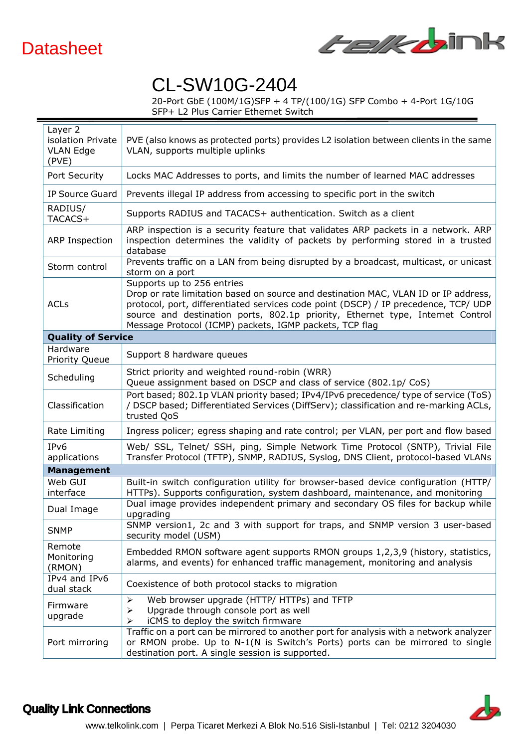Datasheet

# CL-SW10G-2404

20-Port GbE (100M/1G)SFP + 4 TP/(100/1G) SFP Combo + 4-Port 1G/10G SFP+ L2 Plus Carrier Ethernet Switch

| | |
|---|---|
| Layer 2 isolation Private VLAN Edge (PVE) | PVE (also knows as protected ports) provides L2 isolation between clients in the same VLAN, supports multiple uplinks |
| Port Security | Locks MAC Addresses to ports, and limits the number of learned MAC addresses |
| IP Source Guard | Prevents illegal IP address from accessing to specific port in the switch |
| RADIUS/ TACACS+ | Supports RADIUS and TACACS+ authentication. Switch as a client |
| ARP Inspection | ARP inspection is a security feature that validates ARP packets in a network. ARP inspection determines the validity of packets by performing stored in a trusted database |
| Storm control | Prevents traffic on a LAN from being disrupted by a broadcast, multicast, or unicast storm on a port |
| ACLs | Supports up to 256 entries<br>Drop or rate limitation based on source and destination MAC, VLAN ID or IP address, protocol, port, differentiated services code point (DSCP) / IP precedence, TCP/ UDP source and destination ports, 802.1p priority, Ethernet type, Internet Control Message Protocol (ICMP) packets, IGMP packets, TCP flag |
| **Quality of Service** | |
| Hardware Priority Queue | Support 8 hardware queues |
| Scheduling | Strict priority and weighted round-robin (WRR)<br>Queue assignment based on DSCP and class of service (802.1p/ CoS) |
| Classification | Port based; 802.1p VLAN priority based; IPv4/IPv6 precedence/ type of service (ToS) / DSCP based; Differentiated Services (DiffServ); classification and re-marking ACLs, trusted QoS |
| Rate Limiting | Ingress policer; egress shaping and rate control; per VLAN, per port and flow based |
| IPv6 applications | Web/ SSL, Telnet/ SSH, ping, Simple Network Time Protocol (SNTP), Trivial File Transfer Protocol (TFTP), SNMP, RADIUS, Syslog, DNS Client, protocol-based VLANs |
| **Management** | |
| Web GUI interface | Built-in switch configuration utility for browser-based device configuration (HTTP/ HTTPs). Supports configuration, system dashboard, maintenance, and monitoring |
| Dual Image | Dual image provides independent primary and secondary OS files for backup while upgrading |
| SNMP | SNMP version1, 2c and 3 with support for traps, and SNMP version 3 user-based security model (USM) |
| Remote Monitoring (RMON) | Embedded RMON software agent supports RMON groups 1,2,3,9 (history, statistics, alarms, and events) for enhanced traffic management, monitoring and analysis |
| IPv4 and IPv6 dual stack | Coexistence of both protocol stacks to migration |
| Firmware upgrade | ➢ Web browser upgrade (HTTP/ HTTPs) and TFTP<br>➢ Upgrade through console port as well<br>➢ iCMS to deploy the switch firmware |
| Port mirroring | Traffic on a port can be mirrored to another port for analysis with a network analyzer or RMON probe. Up to N-1(N is Switch's Ports) ports can be mirrored to single destination port. A single session is supported. |

**Quality Link Connections**

www.telkolink.com | Perpa Ticaret Merkezi A Blok No.516 Sisli-Istanbul | Tel: 0212 3204030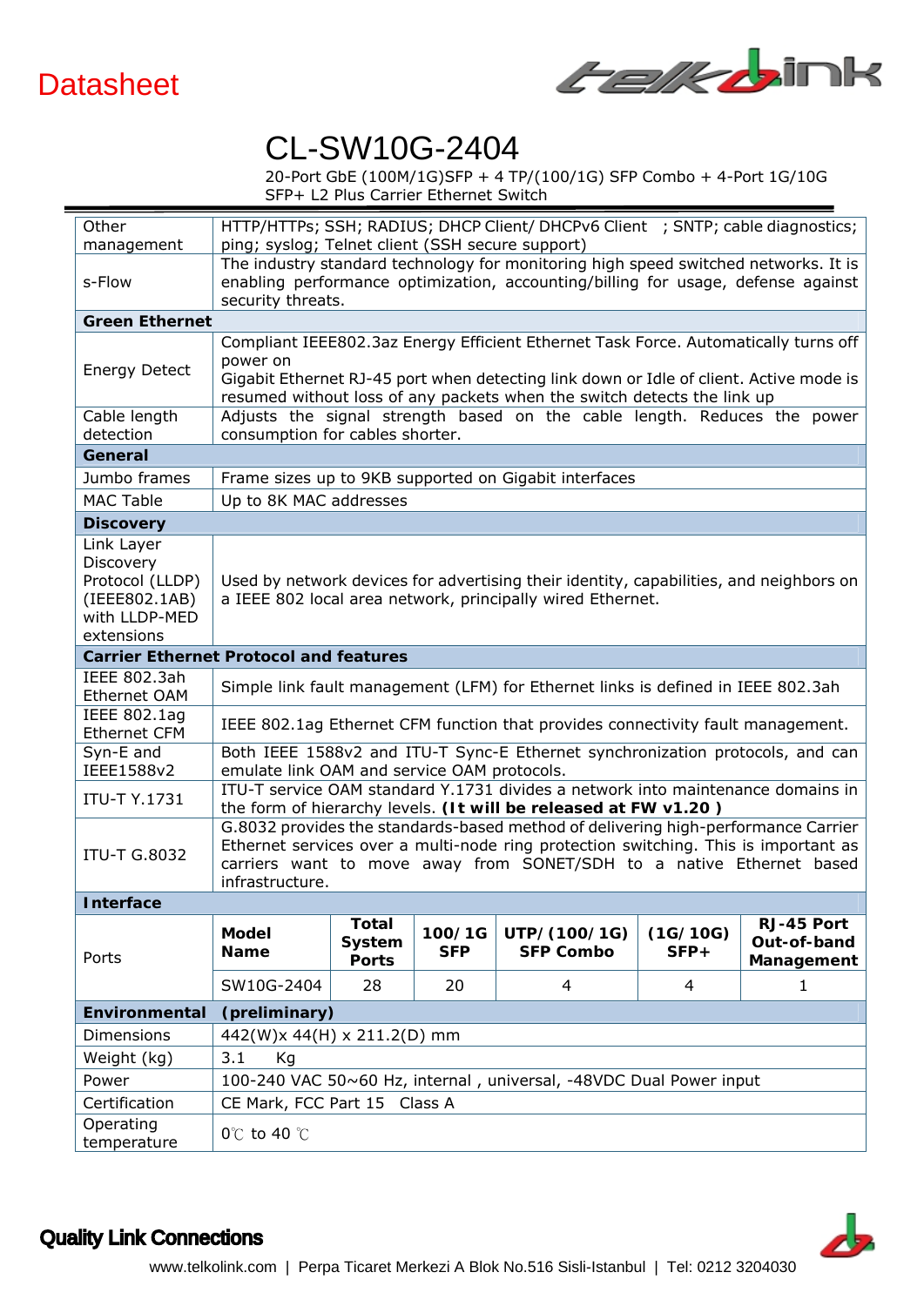Datasheet

# CL-SW10G-2404

20-Port GbE (100M/1G)SFP + 4 TP/(100/1G) SFP Combo + 4-Port 1G/10G SFP+ L2 Plus Carrier Ethernet Switch

| | |
|---|---|
| Other management | HTTP/HTTPs; SSH; RADIUS; DHCP Client/ DHCPv6 Client ; SNTP; cable diagnostics; ping; syslog; Telnet client (SSH secure support) |
| s-Flow | The industry standard technology for monitoring high speed switched networks. It is enabling performance optimization, accounting/billing for usage, defense against security threats. |
| **Green Ethernet** | |
| Energy Detect | Compliant IEEE802.3az Energy Efficient Ethernet Task Force. Automatically turns off power on Gigabit Ethernet RJ-45 port when detecting link down or Idle of client. Active mode is resumed without loss of any packets when the switch detects the link up |
| Cable length detection | Adjusts the signal strength based on the cable length. Reduces the power consumption for cables shorter. |
| **General** | |
| Jumbo frames | Frame sizes up to 9KB supported on Gigabit interfaces |
| MAC Table | Up to 8K MAC addresses |
| **Discovery** | |
| Link Layer Discovery Protocol (LLDP) (IEEE802.1AB) with LLDP-MED extensions | Used by network devices for advertising their identity, capabilities, and neighbors on a IEEE 802 local area network, principally wired Ethernet. |
| **Carrier Ethernet Protocol and features** | |
| IEEE 802.3ah Ethernet OAM | Simple link fault management (LFM) for Ethernet links is defined in IEEE 802.3ah |
| IEEE 802.1ag Ethernet CFM | IEEE 802.1ag Ethernet CFM function that provides connectivity fault management. |
| Syn-E and IEEE1588v2 | Both IEEE 1588v2 and ITU-T Sync-E Ethernet synchronization protocols, and can emulate link OAM and service OAM protocols. |
| ITU-T Y.1731 | ITU-T service OAM standard Y.1731 divides a network into maintenance domains in the form of hierarchy levels. **(It will be released at FW v1.20 )** |
| ITU-T G.8032 | G.8032 provides the standards-based method of delivering high-performance Carrier Ethernet services over a multi-node ring protection switching. This is important as carriers want to move away from SONET/SDH to a native Ethernet based infrastructure. |

**Interface**

| | Model Name | Total System Ports | 100/1G SFP | UTP/(100/1G) SFP Combo | (1G/10G) SFP+ | RJ-45 Port Out-of-band Management |
|---|---|---|---|---|---|---|
| Ports | SW10G-2404 | 28 | 20 | 4 | 4 | 1 |

**Environmental (preliminary)**

| | |
|---|---|
| Dimensions | 442(W)x 44(H) x 211.2(D) mm |
| Weight (kg) | 3.1 Kg |
| Power | 100-240 VAC 50~60 Hz, internal , universal, -48VDC Dual Power input |
| Certification | CE Mark, FCC Part 15 Class A |
| Operating temperature | 0℃ to 40 ℃ |

**Quality Link Connections**

www.telkolink.com | Perpa Ticaret Merkezi A Blok No.516 Sisli-Istanbul | Tel: 0212 3204030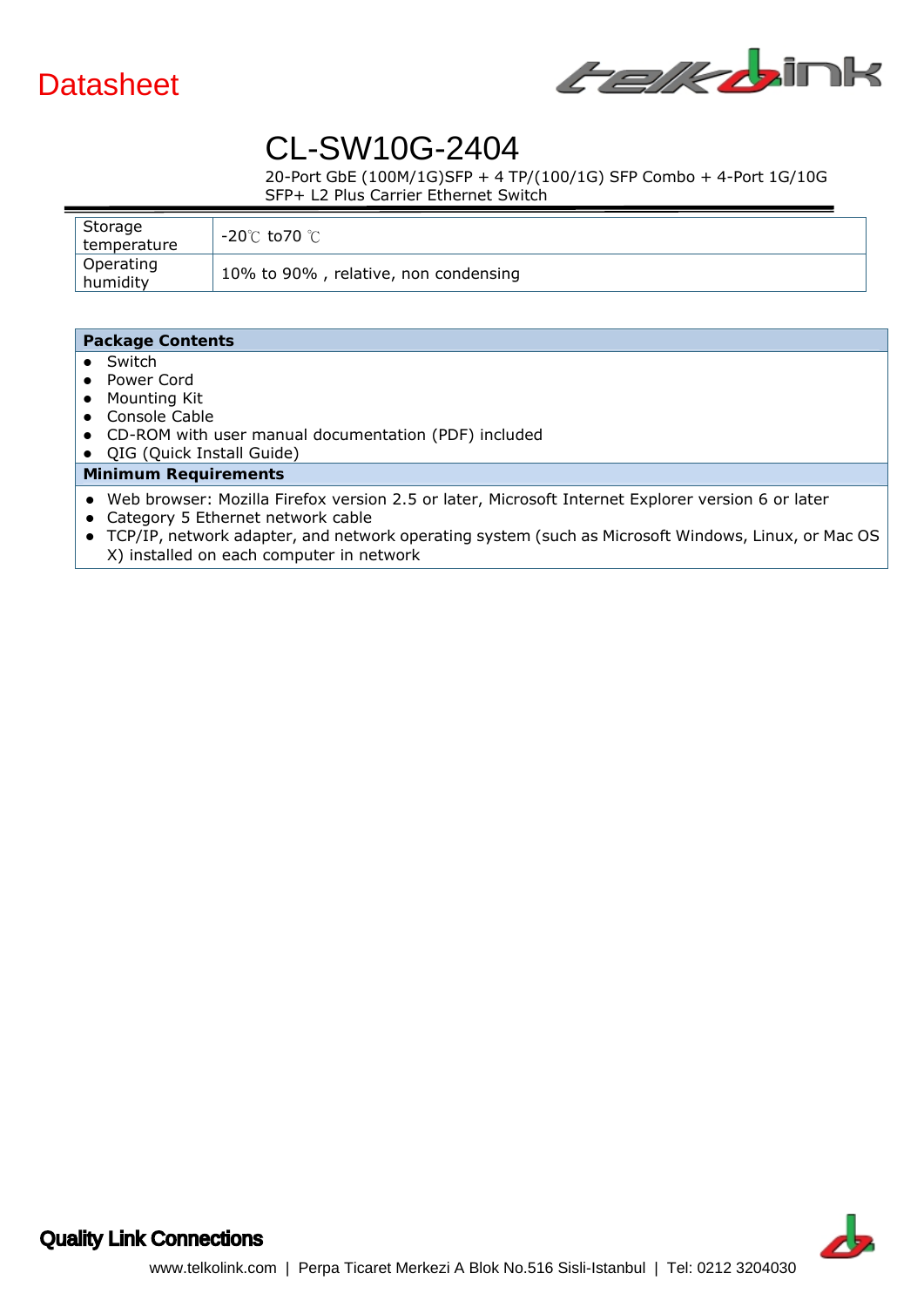| | |
|---|---|
| Storage temperature | -20℃ to70 ℃ |
| Operating humidity | 10% to 90% , relative, non condensing |

**Package Contents**

- Switch
- Power Cord
- Mounting Kit
- Console Cable
- CD-ROM with user manual documentation (PDF) included
- QIG (Quick Install Guide)

**Minimum Requirements**

- Web browser: Mozilla Firefox version 2.5 or later, Microsoft Internet Explorer version 6 or later
- Category 5 Ethernet network cable
- TCP/IP, network adapter, and network operating system (such as Microsoft Windows, Linux, or Mac OS X) installed on each computer in network